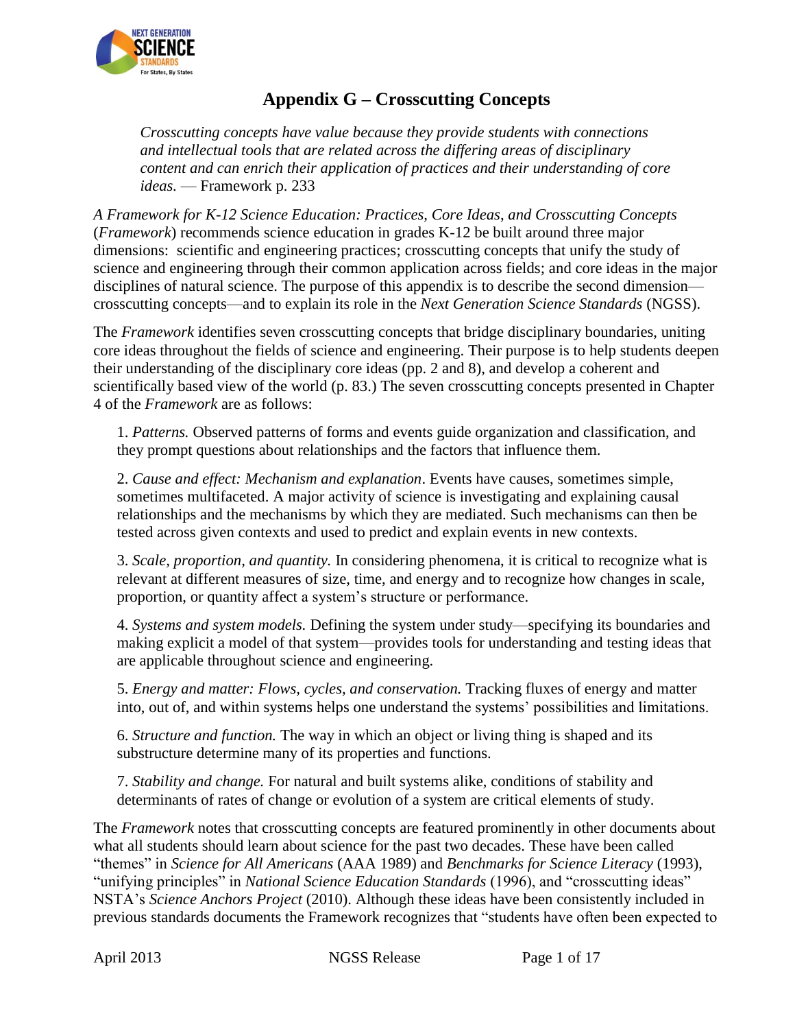# Appendix G – Crosscutting Concepts

> *Crosscutting concepts have value because they provide students with connections and intellectual tools that are related across the differing areas of disciplinary content and can enrich their application of practices and their understanding of core ideas.* — Framework p. 233

*A Framework for K-12 Science Education: Practices, Core Ideas, and Crosscutting Concepts* (*Framework*) recommends science education in grades K-12 be built around three major dimensions: scientific and engineering practices; crosscutting concepts that unify the study of science and engineering through their common application across fields; and core ideas in the major disciplines of natural science. The purpose of this appendix is to describe the second dimension—crosscutting concepts—and to explain its role in the *Next Generation Science Standards* (NGSS).

The *Framework* identifies seven crosscutting concepts that bridge disciplinary boundaries, uniting core ideas throughout the fields of science and engineering. Their purpose is to help students deepen their understanding of the disciplinary core ideas (pp. 2 and 8), and develop a coherent and scientifically based view of the world (p. 83.) The seven crosscutting concepts presented in Chapter 4 of the *Framework* are as follows:

1. *Patterns.* Observed patterns of forms and events guide organization and classification, and they prompt questions about relationships and the factors that influence them.

2. *Cause and effect: Mechanism and explanation*. Events have causes, sometimes simple, sometimes multifaceted. A major activity of science is investigating and explaining causal relationships and the mechanisms by which they are mediated. Such mechanisms can then be tested across given contexts and used to predict and explain events in new contexts.

3. *Scale, proportion, and quantity.* In considering phenomena, it is critical to recognize what is relevant at different measures of size, time, and energy and to recognize how changes in scale, proportion, or quantity affect a system's structure or performance.

4. *Systems and system models.* Defining the system under study—specifying its boundaries and making explicit a model of that system—provides tools for understanding and testing ideas that are applicable throughout science and engineering.

5. *Energy and matter: Flows, cycles, and conservation.* Tracking fluxes of energy and matter into, out of, and within systems helps one understand the systems' possibilities and limitations.

6. *Structure and function.* The way in which an object or living thing is shaped and its substructure determine many of its properties and functions.

7. *Stability and change.* For natural and built systems alike, conditions of stability and determinants of rates of change or evolution of a system are critical elements of study.

The *Framework* notes that crosscutting concepts are featured prominently in other documents about what all students should learn about science for the past two decades. These have been called "themes" in *Science for All Americans* (AAA 1989) and *Benchmarks for Science Literacy* (1993), "unifying principles" in *National Science Education Standards* (1996), and "crosscutting ideas" NSTA's *Science Anchors Project* (2010). Although these ideas have been consistently included in previous standards documents the Framework recognizes that "students have often been expected to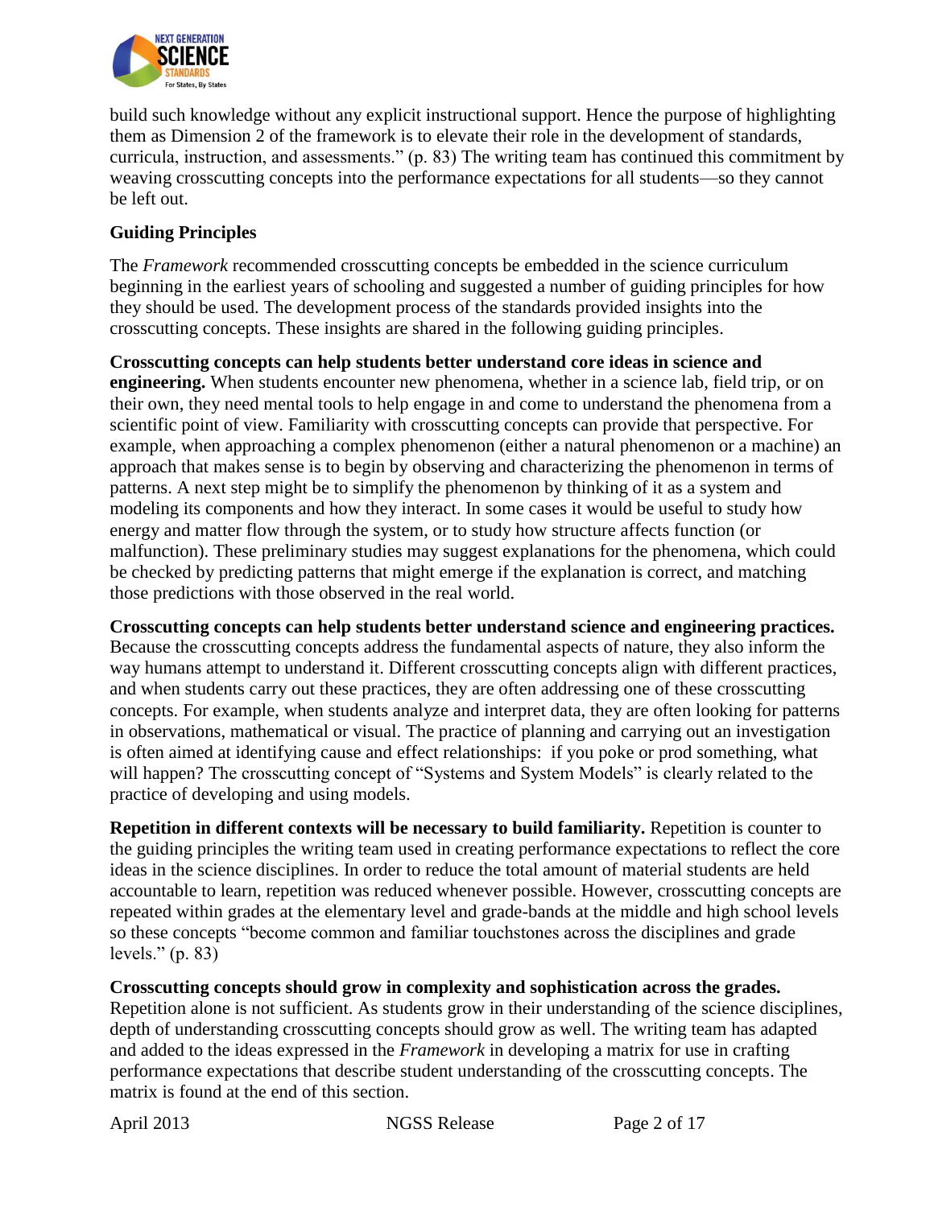build such knowledge without any explicit instructional support. Hence the purpose of highlighting them as Dimension 2 of the framework is to elevate their role in the development of standards, curricula, instruction, and assessments." (p. 83) The writing team has continued this commitment by weaving crosscutting concepts into the performance expectations for all students—so they cannot be left out.

## Guiding Principles

The *Framework* recommended crosscutting concepts be embedded in the science curriculum beginning in the earliest years of schooling and suggested a number of guiding principles for how they should be used. The development process of the standards provided insights into the crosscutting concepts. These insights are shared in the following guiding principles.

**Crosscutting concepts can help students better understand core ideas in science and engineering.** When students encounter new phenomena, whether in a science lab, field trip, or on their own, they need mental tools to help engage in and come to understand the phenomena from a scientific point of view. Familiarity with crosscutting concepts can provide that perspective. For example, when approaching a complex phenomenon (either a natural phenomenon or a machine) an approach that makes sense is to begin by observing and characterizing the phenomenon in terms of patterns. A next step might be to simplify the phenomenon by thinking of it as a system and modeling its components and how they interact. In some cases it would be useful to study how energy and matter flow through the system, or to study how structure affects function (or malfunction). These preliminary studies may suggest explanations for the phenomena, which could be checked by predicting patterns that might emerge if the explanation is correct, and matching those predictions with those observed in the real world.

**Crosscutting concepts can help students better understand science and engineering practices.** Because the crosscutting concepts address the fundamental aspects of nature, they also inform the way humans attempt to understand it. Different crosscutting concepts align with different practices, and when students carry out these practices, they are often addressing one of these crosscutting concepts. For example, when students analyze and interpret data, they are often looking for patterns in observations, mathematical or visual. The practice of planning and carrying out an investigation is often aimed at identifying cause and effect relationships: if you poke or prod something, what will happen? The crosscutting concept of "Systems and System Models" is clearly related to the practice of developing and using models.

**Repetition in different contexts will be necessary to build familiarity.** Repetition is counter to the guiding principles the writing team used in creating performance expectations to reflect the core ideas in the science disciplines. In order to reduce the total amount of material students are held accountable to learn, repetition was reduced whenever possible. However, crosscutting concepts are repeated within grades at the elementary level and grade-bands at the middle and high school levels so these concepts "become common and familiar touchstones across the disciplines and grade levels." (p. 83)

**Crosscutting concepts should grow in complexity and sophistication across the grades.** Repetition alone is not sufficient. As students grow in their understanding of the science disciplines, depth of understanding crosscutting concepts should grow as well. The writing team has adapted and added to the ideas expressed in the *Framework* in developing a matrix for use in crafting performance expectations that describe student understanding of the crosscutting concepts. The matrix is found at the end of this section.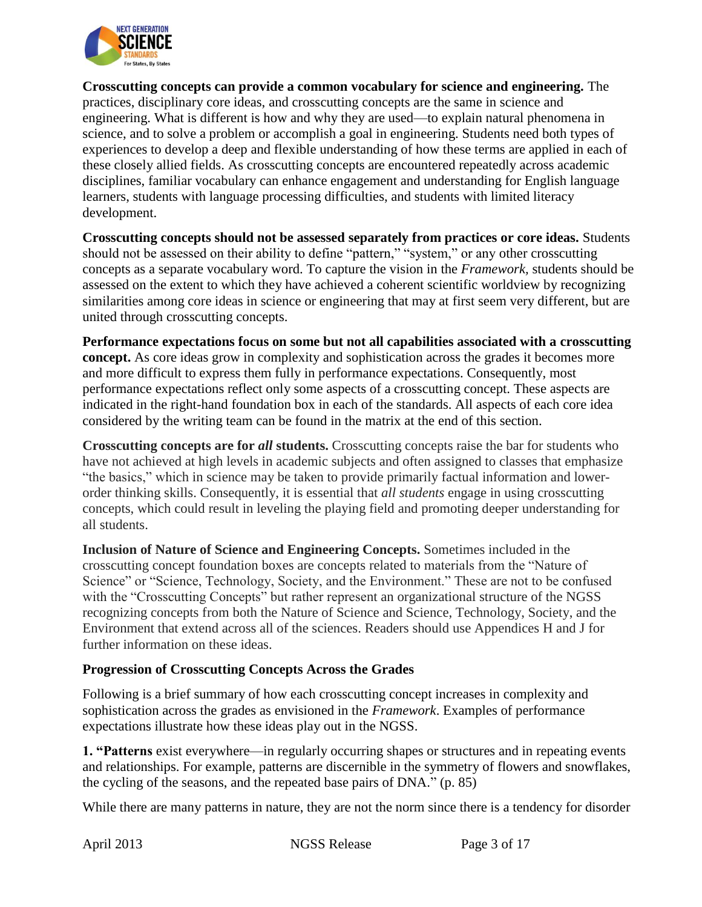**Crosscutting concepts can provide a common vocabulary for science and engineering.** The practices, disciplinary core ideas, and crosscutting concepts are the same in science and engineering. What is different is how and why they are used—to explain natural phenomena in science, and to solve a problem or accomplish a goal in engineering. Students need both types of experiences to develop a deep and flexible understanding of how these terms are applied in each of these closely allied fields. As crosscutting concepts are encountered repeatedly across academic disciplines, familiar vocabulary can enhance engagement and understanding for English language learners, students with language processing difficulties, and students with limited literacy development.

**Crosscutting concepts should not be assessed separately from practices or core ideas.** Students should not be assessed on their ability to define "pattern," "system," or any other crosscutting concepts as a separate vocabulary word. To capture the vision in the *Framework*, students should be assessed on the extent to which they have achieved a coherent scientific worldview by recognizing similarities among core ideas in science or engineering that may at first seem very different, but are united through crosscutting concepts.

**Performance expectations focus on some but not all capabilities associated with a crosscutting concept.** As core ideas grow in complexity and sophistication across the grades it becomes more and more difficult to express them fully in performance expectations. Consequently, most performance expectations reflect only some aspects of a crosscutting concept. These aspects are indicated in the right-hand foundation box in each of the standards. All aspects of each core idea considered by the writing team can be found in the matrix at the end of this section.

**Crosscutting concepts are for *all* students.** Crosscutting concepts raise the bar for students who have not achieved at high levels in academic subjects and often assigned to classes that emphasize "the basics," which in science may be taken to provide primarily factual information and lower-order thinking skills. Consequently, it is essential that *all students* engage in using crosscutting concepts, which could result in leveling the playing field and promoting deeper understanding for all students.

**Inclusion of Nature of Science and Engineering Concepts.** Sometimes included in the crosscutting concept foundation boxes are concepts related to materials from the "Nature of Science" or "Science, Technology, Society, and the Environment." These are not to be confused with the "Crosscutting Concepts" but rather represent an organizational structure of the NGSS recognizing concepts from both the Nature of Science and Science, Technology, Society, and the Environment that extend across all of the sciences. Readers should use Appendices H and J for further information on these ideas.

### Progression of Crosscutting Concepts Across the Grades

Following is a brief summary of how each crosscutting concept increases in complexity and sophistication across the grades as envisioned in the *Framework*. Examples of performance expectations illustrate how these ideas play out in the NGSS.

**1. "Patterns** exist everywhere—in regularly occurring shapes or structures and in repeating events and relationships. For example, patterns are discernible in the symmetry of flowers and snowflakes, the cycling of the seasons, and the repeated base pairs of DNA." (p. 85)

While there are many patterns in nature, they are not the norm since there is a tendency for disorder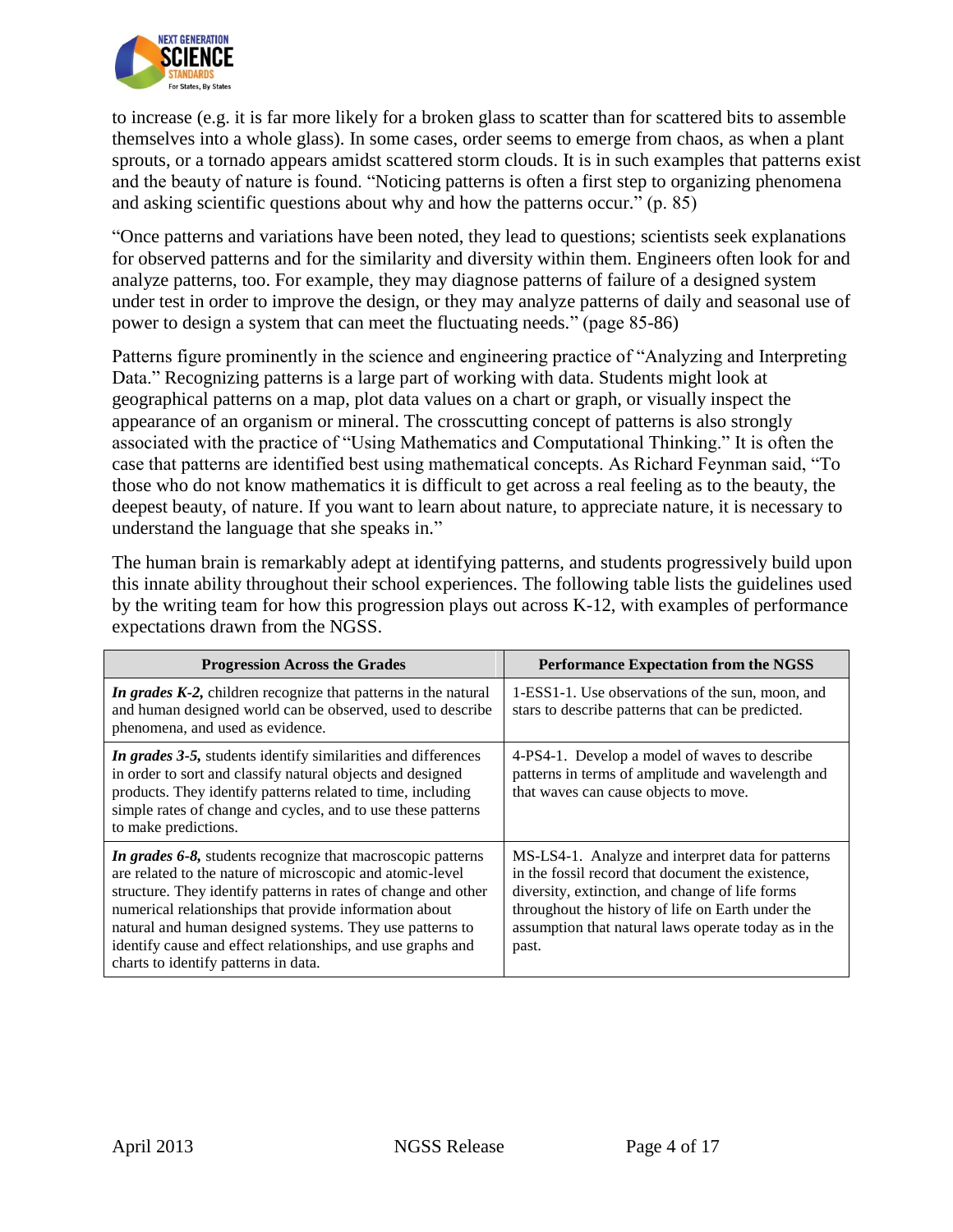to increase (e.g. it is far more likely for a broken glass to scatter than for scattered bits to assemble themselves into a whole glass). In some cases, order seems to emerge from chaos, as when a plant sprouts, or a tornado appears amidst scattered storm clouds. It is in such examples that patterns exist and the beauty of nature is found. "Noticing patterns is often a first step to organizing phenomena and asking scientific questions about why and how the patterns occur." (p. 85)

"Once patterns and variations have been noted, they lead to questions; scientists seek explanations for observed patterns and for the similarity and diversity within them. Engineers often look for and analyze patterns, too. For example, they may diagnose patterns of failure of a designed system under test in order to improve the design, or they may analyze patterns of daily and seasonal use of power to design a system that can meet the fluctuating needs." (page 85-86)

Patterns figure prominently in the science and engineering practice of "Analyzing and Interpreting Data." Recognizing patterns is a large part of working with data. Students might look at geographical patterns on a map, plot data values on a chart or graph, or visually inspect the appearance of an organism or mineral. The crosscutting concept of patterns is also strongly associated with the practice of "Using Mathematics and Computational Thinking." It is often the case that patterns are identified best using mathematical concepts. As Richard Feynman said, "To those who do not know mathematics it is difficult to get across a real feeling as to the beauty, the deepest beauty, of nature. If you want to learn about nature, to appreciate nature, it is necessary to understand the language that she speaks in."

The human brain is remarkably adept at identifying patterns, and students progressively build upon this innate ability throughout their school experiences. The following table lists the guidelines used by the writing team for how this progression plays out across K-12, with examples of performance expectations drawn from the NGSS.

| Progression Across the Grades | Performance Expectation from the NGSS |
|---|---|
| ***In grades K-2,*** children recognize that patterns in the natural and human designed world can be observed, used to describe phenomena, and used as evidence. | 1-ESS1-1. Use observations of the sun, moon, and stars to describe patterns that can be predicted. |
| ***In grades 3-5,*** students identify similarities and differences in order to sort and classify natural objects and designed products. They identify patterns related to time, including simple rates of change and cycles, and to use these patterns to make predictions. | 4-PS4-1. Develop a model of waves to describe patterns in terms of amplitude and wavelength and that waves can cause objects to move. |
| ***In grades 6-8,*** students recognize that macroscopic patterns are related to the nature of microscopic and atomic-level structure. They identify patterns in rates of change and other numerical relationships that provide information about natural and human designed systems. They use patterns to identify cause and effect relationships, and use graphs and charts to identify patterns in data. | MS-LS4-1. Analyze and interpret data for patterns in the fossil record that document the existence, diversity, extinction, and change of life forms throughout the history of life on Earth under the assumption that natural laws operate today as in the past. |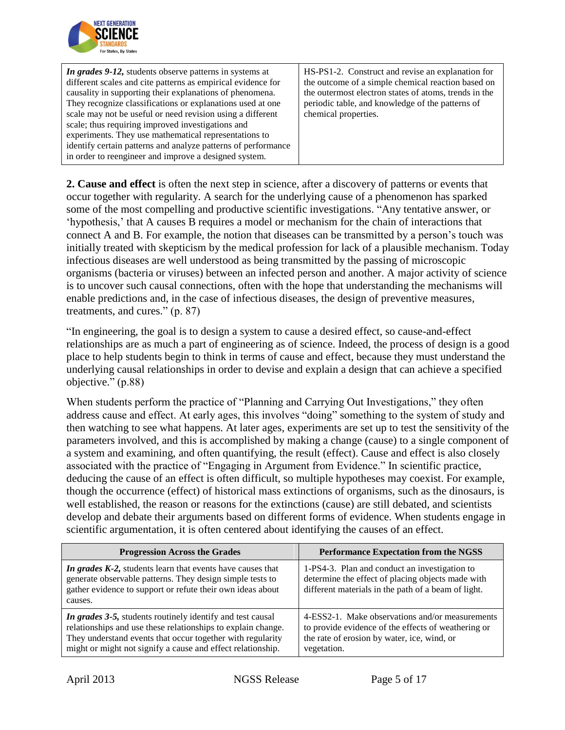| | |
|---|---|
| ***In grades 9-12,*** students observe patterns in systems at different scales and cite patterns as empirical evidence for causality in supporting their explanations of phenomena. They recognize classifications or explanations used at one scale may not be useful or need revision using a different scale; thus requiring improved investigations and experiments. They use mathematical representations to identify certain patterns and analyze patterns of performance in order to reengineer and improve a designed system. | HS-PS1-2. Construct and revise an explanation for the outcome of a simple chemical reaction based on the outermost electron states of atoms, trends in the periodic table, and knowledge of the patterns of chemical properties. |

**2. Cause and effect** is often the next step in science, after a discovery of patterns or events that occur together with regularity. A search for the underlying cause of a phenomenon has sparked some of the most compelling and productive scientific investigations. "Any tentative answer, or 'hypothesis,' that A causes B requires a model or mechanism for the chain of interactions that connect A and B. For example, the notion that diseases can be transmitted by a person's touch was initially treated with skepticism by the medical profession for lack of a plausible mechanism. Today infectious diseases are well understood as being transmitted by the passing of microscopic organisms (bacteria or viruses) between an infected person and another. A major activity of science is to uncover such causal connections, often with the hope that understanding the mechanisms will enable predictions and, in the case of infectious diseases, the design of preventive measures, treatments, and cures." (p. 87)

"In engineering, the goal is to design a system to cause a desired effect, so cause-and-effect relationships are as much a part of engineering as of science. Indeed, the process of design is a good place to help students begin to think in terms of cause and effect, because they must understand the underlying causal relationships in order to devise and explain a design that can achieve a specified objective." (p.88)

When students perform the practice of "Planning and Carrying Out Investigations," they often address cause and effect. At early ages, this involves "doing" something to the system of study and then watching to see what happens. At later ages, experiments are set up to test the sensitivity of the parameters involved, and this is accomplished by making a change (cause) to a single component of a system and examining, and often quantifying, the result (effect). Cause and effect is also closely associated with the practice of "Engaging in Argument from Evidence." In scientific practice, deducing the cause of an effect is often difficult, so multiple hypotheses may coexist. For example, though the occurrence (effect) of historical mass extinctions of organisms, such as the dinosaurs, is well established, the reason or reasons for the extinctions (cause) are still debated, and scientists develop and debate their arguments based on different forms of evidence. When students engage in scientific argumentation, it is often centered about identifying the causes of an effect.

| Progression Across the Grades | Performance Expectation from the NGSS |
|---|---|
| ***In grades K-2,*** students learn that events have causes that generate observable patterns. They design simple tests to gather evidence to support or refute their own ideas about causes. | 1-PS4-3. Plan and conduct an investigation to determine the effect of placing objects made with different materials in the path of a beam of light. |
| ***In grades 3-5,*** students routinely identify and test causal relationships and use these relationships to explain change. They understand events that occur together with regularity might or might not signify a cause and effect relationship. | 4-ESS2-1. Make observations and/or measurements to provide evidence of the effects of weathering or the rate of erosion by water, ice, wind, or vegetation. |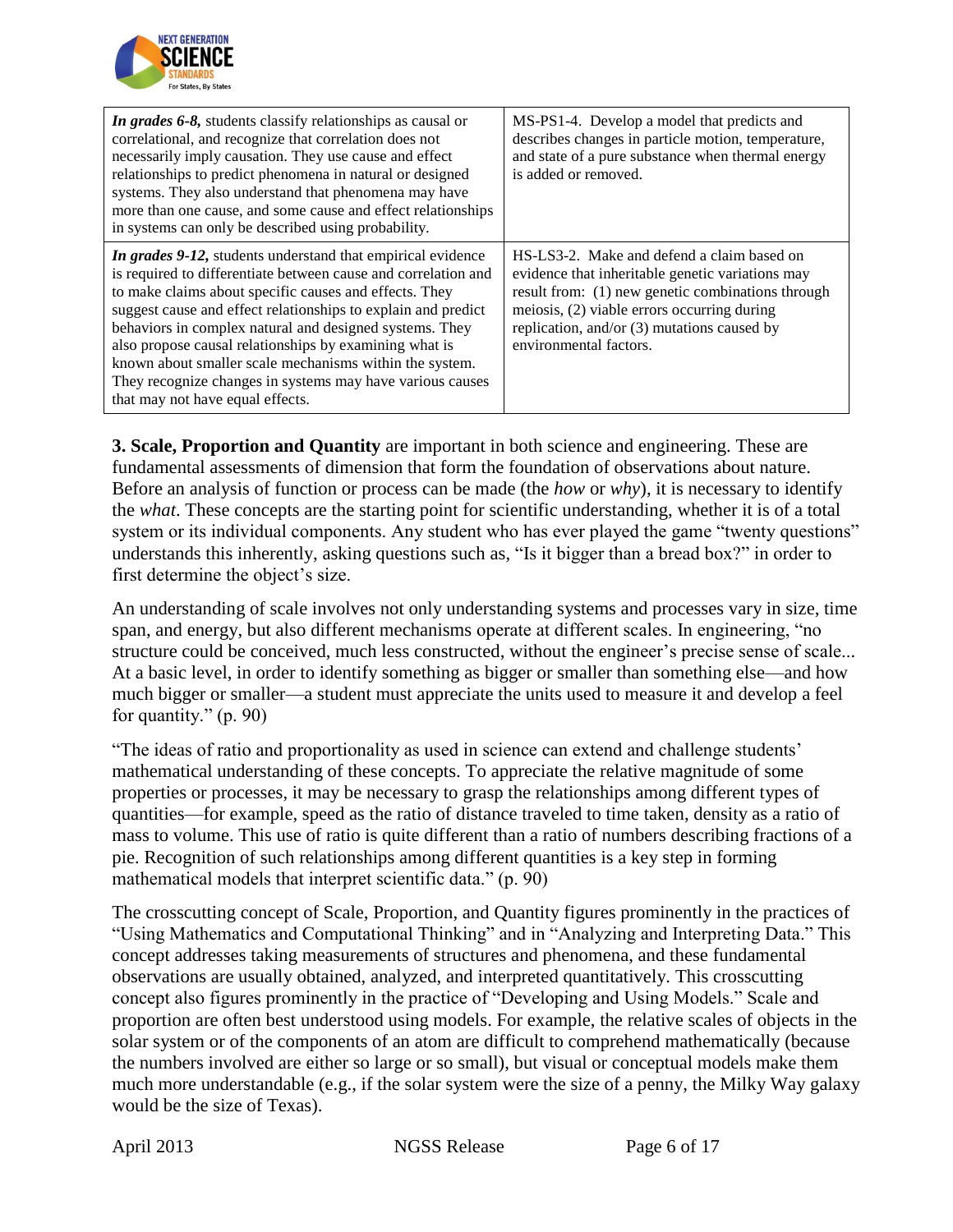| | |
|---|---|
| ***In grades 6-8,*** students classify relationships as causal or correlational, and recognize that correlation does not necessarily imply causation. They use cause and effect relationships to predict phenomena in natural or designed systems. They also understand that phenomena may have more than one cause, and some cause and effect relationships in systems can only be described using probability. | MS-PS1-4. Develop a model that predicts and describes changes in particle motion, temperature, and state of a pure substance when thermal energy is added or removed. |
| ***In grades 9-12,*** students understand that empirical evidence is required to differentiate between cause and correlation and to make claims about specific causes and effects. They suggest cause and effect relationships to explain and predict behaviors in complex natural and designed systems. They also propose causal relationships by examining what is known about smaller scale mechanisms within the system. They recognize changes in systems may have various causes that may not have equal effects. | HS-LS3-2. Make and defend a claim based on evidence that inheritable genetic variations may result from: (1) new genetic combinations through meiosis, (2) viable errors occurring during replication, and/or (3) mutations caused by environmental factors. |

**3. Scale, Proportion and Quantity** are important in both science and engineering. These are fundamental assessments of dimension that form the foundation of observations about nature. Before an analysis of function or process can be made (the *how* or *why*), it is necessary to identify the *what*. These concepts are the starting point for scientific understanding, whether it is of a total system or its individual components. Any student who has ever played the game "twenty questions" understands this inherently, asking questions such as, "Is it bigger than a bread box?" in order to first determine the object's size.

An understanding of scale involves not only understanding systems and processes vary in size, time span, and energy, but also different mechanisms operate at different scales. In engineering, "no structure could be conceived, much less constructed, without the engineer's precise sense of scale... At a basic level, in order to identify something as bigger or smaller than something else—and how much bigger or smaller—a student must appreciate the units used to measure it and develop a feel for quantity." (p. 90)

"The ideas of ratio and proportionality as used in science can extend and challenge students' mathematical understanding of these concepts. To appreciate the relative magnitude of some properties or processes, it may be necessary to grasp the relationships among different types of quantities—for example, speed as the ratio of distance traveled to time taken, density as a ratio of mass to volume. This use of ratio is quite different than a ratio of numbers describing fractions of a pie. Recognition of such relationships among different quantities is a key step in forming mathematical models that interpret scientific data." (p. 90)

The crosscutting concept of Scale, Proportion, and Quantity figures prominently in the practices of "Using Mathematics and Computational Thinking" and in "Analyzing and Interpreting Data." This concept addresses taking measurements of structures and phenomena, and these fundamental observations are usually obtained, analyzed, and interpreted quantitatively. This crosscutting concept also figures prominently in the practice of "Developing and Using Models." Scale and proportion are often best understood using models. For example, the relative scales of objects in the solar system or of the components of an atom are difficult to comprehend mathematically (because the numbers involved are either so large or so small), but visual or conceptual models make them much more understandable (e.g., if the solar system were the size of a penny, the Milky Way galaxy would be the size of Texas).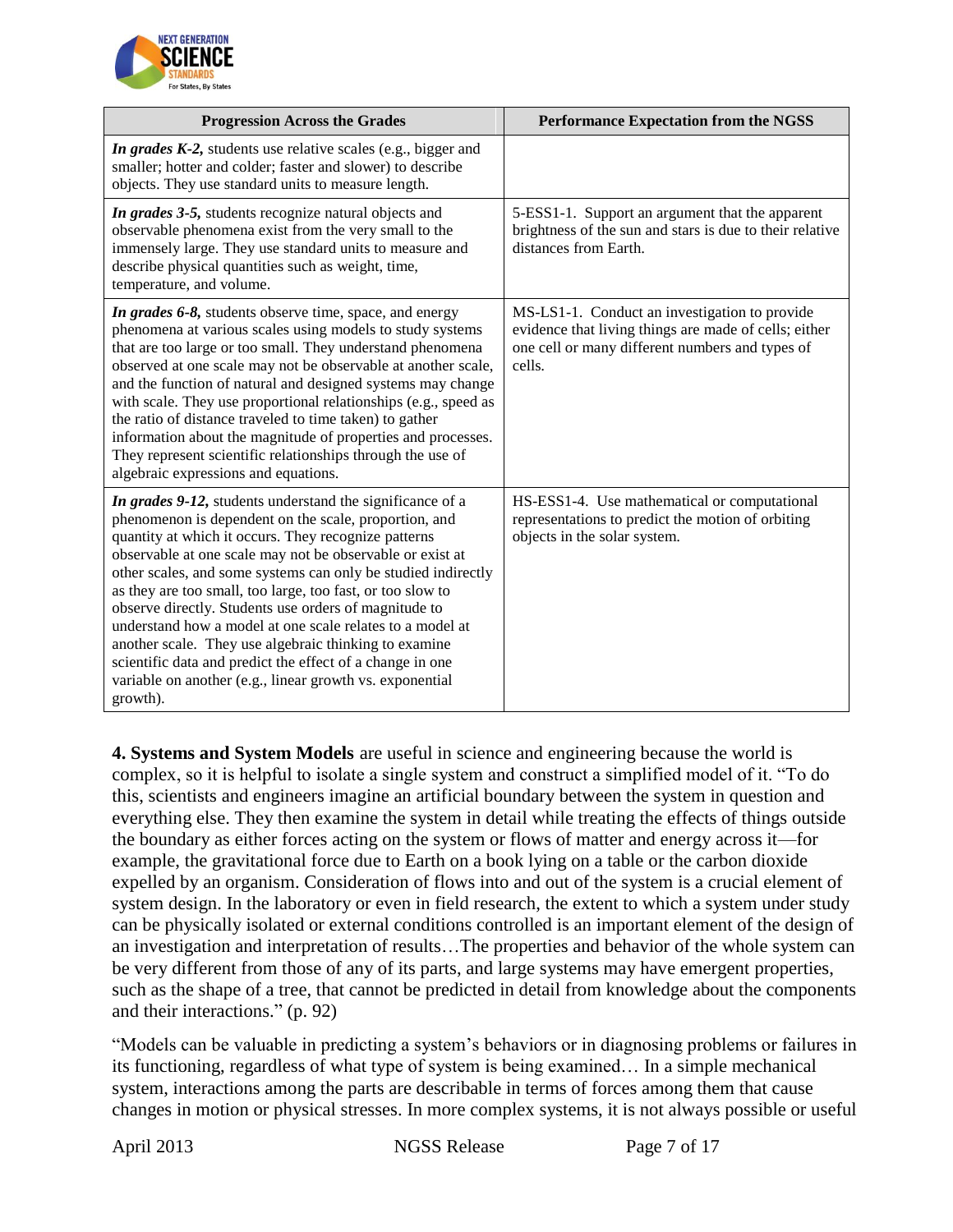| Progression Across the Grades | Performance Expectation from the NGSS |
|---|---|
| ***In grades K-2,*** students use relative scales (e.g., bigger and smaller; hotter and colder; faster and slower) to describe objects. They use standard units to measure length. | |
| ***In grades 3-5,*** students recognize natural objects and observable phenomena exist from the very small to the immensely large. They use standard units to measure and describe physical quantities such as weight, time, temperature, and volume. | 5-ESS1-1. Support an argument that the apparent brightness of the sun and stars is due to their relative distances from Earth. |
| ***In grades 6-8,*** students observe time, space, and energy phenomena at various scales using models to study systems that are too large or too small. They understand phenomena observed at one scale may not be observable at another scale, and the function of natural and designed systems may change with scale. They use proportional relationships (e.g., speed as the ratio of distance traveled to time taken) to gather information about the magnitude of properties and processes. They represent scientific relationships through the use of algebraic expressions and equations. | MS-LS1-1. Conduct an investigation to provide evidence that living things are made of cells; either one cell or many different numbers and types of cells. |
| ***In grades 9-12,*** students understand the significance of a phenomenon is dependent on the scale, proportion, and quantity at which it occurs. They recognize patterns observable at one scale may not be observable or exist at other scales, and some systems can only be studied indirectly as they are too small, too large, too fast, or too slow to observe directly. Students use orders of magnitude to understand how a model at one scale relates to a model at another scale. They use algebraic thinking to examine scientific data and predict the effect of a change in one variable on another (e.g., linear growth vs. exponential growth). | HS-ESS1-4. Use mathematical or computational representations to predict the motion of orbiting objects in the solar system. |

**4. Systems and System Models** are useful in science and engineering because the world is complex, so it is helpful to isolate a single system and construct a simplified model of it. "To do this, scientists and engineers imagine an artificial boundary between the system in question and everything else. They then examine the system in detail while treating the effects of things outside the boundary as either forces acting on the system or flows of matter and energy across it—for example, the gravitational force due to Earth on a book lying on a table or the carbon dioxide expelled by an organism. Consideration of flows into and out of the system is a crucial element of system design. In the laboratory or even in field research, the extent to which a system under study can be physically isolated or external conditions controlled is an important element of the design of an investigation and interpretation of results…The properties and behavior of the whole system can be very different from those of any of its parts, and large systems may have emergent properties, such as the shape of a tree, that cannot be predicted in detail from knowledge about the components and their interactions." (p. 92)

"Models can be valuable in predicting a system's behaviors or in diagnosing problems or failures in its functioning, regardless of what type of system is being examined… In a simple mechanical system, interactions among the parts are describable in terms of forces among them that cause changes in motion or physical stresses. In more complex systems, it is not always possible or useful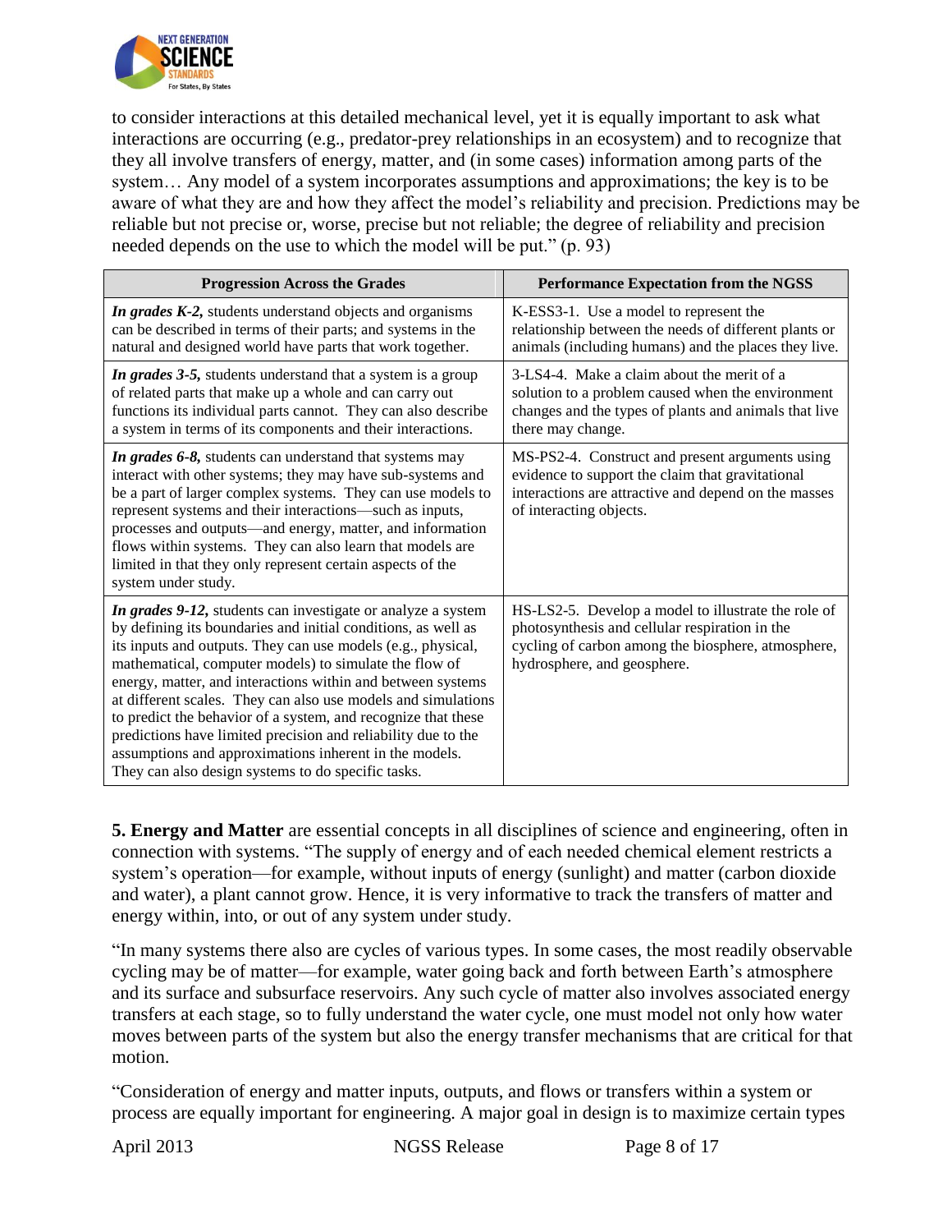to consider interactions at this detailed mechanical level, yet it is equally important to ask what interactions are occurring (e.g., predator-prey relationships in an ecosystem) and to recognize that they all involve transfers of energy, matter, and (in some cases) information among parts of the system… Any model of a system incorporates assumptions and approximations; the key is to be aware of what they are and how they affect the model's reliability and precision. Predictions may be reliable but not precise or, worse, precise but not reliable; the degree of reliability and precision needed depends on the use to which the model will be put." (p. 93)

| Progression Across the Grades | Performance Expectation from the NGSS |
|---|---|
| ***In grades K-2,*** students understand objects and organisms can be described in terms of their parts; and systems in the natural and designed world have parts that work together. | K-ESS3-1. Use a model to represent the relationship between the needs of different plants or animals (including humans) and the places they live. |
| ***In grades 3-5,*** students understand that a system is a group of related parts that make up a whole and can carry out functions its individual parts cannot. They can also describe a system in terms of its components and their interactions. | 3-LS4-4. Make a claim about the merit of a solution to a problem caused when the environment changes and the types of plants and animals that live there may change. |
| ***In grades 6-8,*** students can understand that systems may interact with other systems; they may have sub-systems and be a part of larger complex systems. They can use models to represent systems and their interactions—such as inputs, processes and outputs—and energy, matter, and information flows within systems. They can also learn that models are limited in that they only represent certain aspects of the system under study. | MS-PS2-4. Construct and present arguments using evidence to support the claim that gravitational interactions are attractive and depend on the masses of interacting objects. |
| ***In grades 9-12,*** students can investigate or analyze a system by defining its boundaries and initial conditions, as well as its inputs and outputs. They can use models (e.g., physical, mathematical, computer models) to simulate the flow of energy, matter, and interactions within and between systems at different scales. They can also use models and simulations to predict the behavior of a system, and recognize that these predictions have limited precision and reliability due to the assumptions and approximations inherent in the models. They can also design systems to do specific tasks. | HS-LS2-5. Develop a model to illustrate the role of photosynthesis and cellular respiration in the cycling of carbon among the biosphere, atmosphere, hydrosphere, and geosphere. |

**5. Energy and Matter** are essential concepts in all disciplines of science and engineering, often in connection with systems. "The supply of energy and of each needed chemical element restricts a system's operation—for example, without inputs of energy (sunlight) and matter (carbon dioxide and water), a plant cannot grow. Hence, it is very informative to track the transfers of matter and energy within, into, or out of any system under study.

"In many systems there also are cycles of various types. In some cases, the most readily observable cycling may be of matter—for example, water going back and forth between Earth's atmosphere and its surface and subsurface reservoirs. Any such cycle of matter also involves associated energy transfers at each stage, so to fully understand the water cycle, one must model not only how water moves between parts of the system but also the energy transfer mechanisms that are critical for that motion.

"Consideration of energy and matter inputs, outputs, and flows or transfers within a system or process are equally important for engineering. A major goal in design is to maximize certain types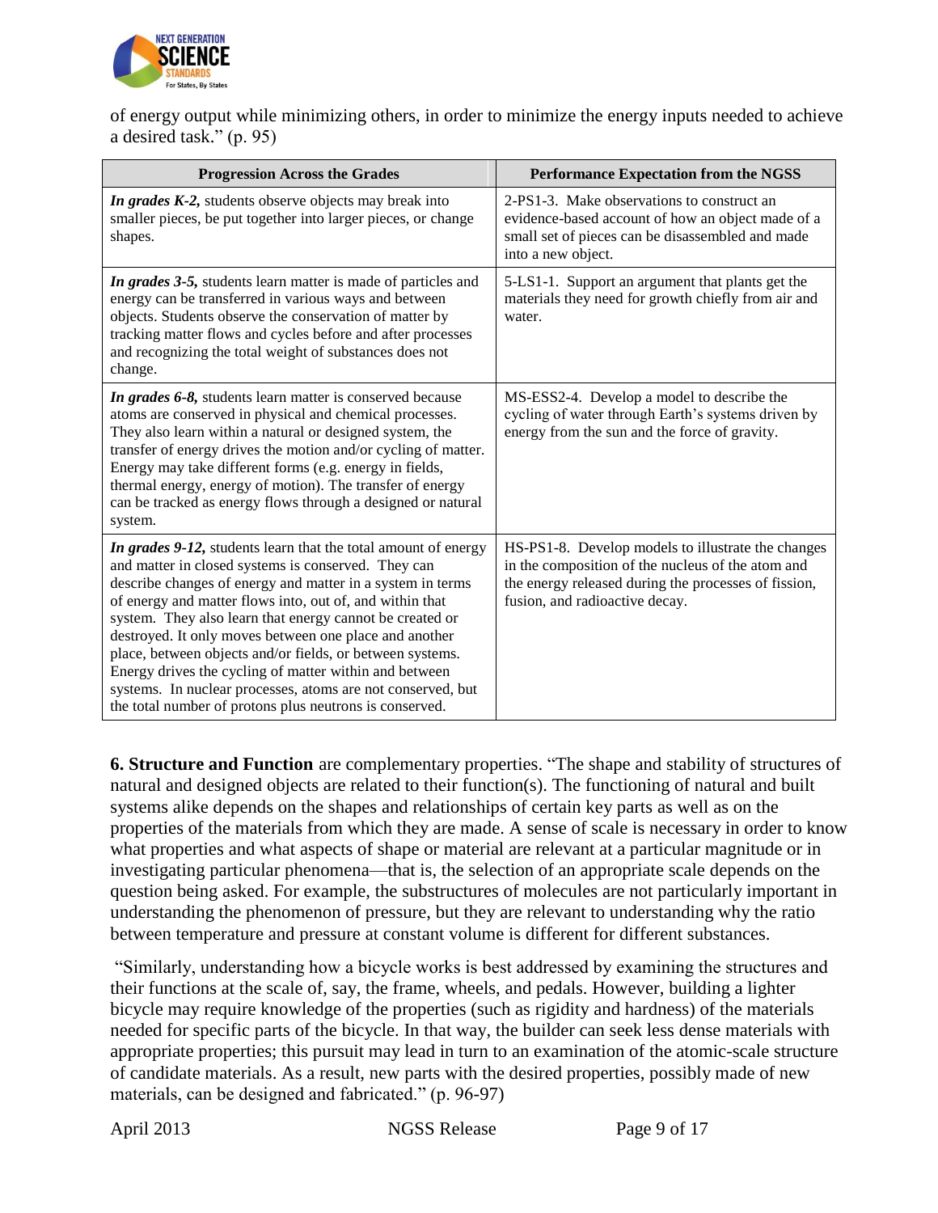of energy output while minimizing others, in order to minimize the energy inputs needed to achieve a desired task." (p. 95)

| Progression Across the Grades | Performance Expectation from the NGSS |
|---|---|
| ***In grades K-2,*** students observe objects may break into smaller pieces, be put together into larger pieces, or change shapes. | 2-PS1-3. Make observations to construct an evidence-based account of how an object made of a small set of pieces can be disassembled and made into a new object. |
| ***In grades 3-5,*** students learn matter is made of particles and energy can be transferred in various ways and between objects. Students observe the conservation of matter by tracking matter flows and cycles before and after processes and recognizing the total weight of substances does not change. | 5-LS1-1. Support an argument that plants get the materials they need for growth chiefly from air and water. |
| ***In grades 6-8,*** students learn matter is conserved because atoms are conserved in physical and chemical processes. They also learn within a natural or designed system, the transfer of energy drives the motion and/or cycling of matter. Energy may take different forms (e.g. energy in fields, thermal energy, energy of motion). The transfer of energy can be tracked as energy flows through a designed or natural system. | MS-ESS2-4. Develop a model to describe the cycling of water through Earth's systems driven by energy from the sun and the force of gravity. |
| ***In grades 9-12,*** students learn that the total amount of energy and matter in closed systems is conserved. They can describe changes of energy and matter in a system in terms of energy and matter flows into, out of, and within that system. They also learn that energy cannot be created or destroyed. It only moves between one place and another place, between objects and/or fields, or between systems. Energy drives the cycling of matter within and between systems. In nuclear processes, atoms are not conserved, but the total number of protons plus neutrons is conserved. | HS-PS1-8. Develop models to illustrate the changes in the composition of the nucleus of the atom and the energy released during the processes of fission, fusion, and radioactive decay. |

**6. Structure and Function** are complementary properties. "The shape and stability of structures of natural and designed objects are related to their function(s). The functioning of natural and built systems alike depends on the shapes and relationships of certain key parts as well as on the properties of the materials from which they are made. A sense of scale is necessary in order to know what properties and what aspects of shape or material are relevant at a particular magnitude or in investigating particular phenomena—that is, the selection of an appropriate scale depends on the question being asked. For example, the substructures of molecules are not particularly important in understanding the phenomenon of pressure, but they are relevant to understanding why the ratio between temperature and pressure at constant volume is different for different substances.

"Similarly, understanding how a bicycle works is best addressed by examining the structures and their functions at the scale of, say, the frame, wheels, and pedals. However, building a lighter bicycle may require knowledge of the properties (such as rigidity and hardness) of the materials needed for specific parts of the bicycle. In that way, the builder can seek less dense materials with appropriate properties; this pursuit may lead in turn to an examination of the atomic-scale structure of candidate materials. As a result, new parts with the desired properties, possibly made of new materials, can be designed and fabricated." (p. 96-97)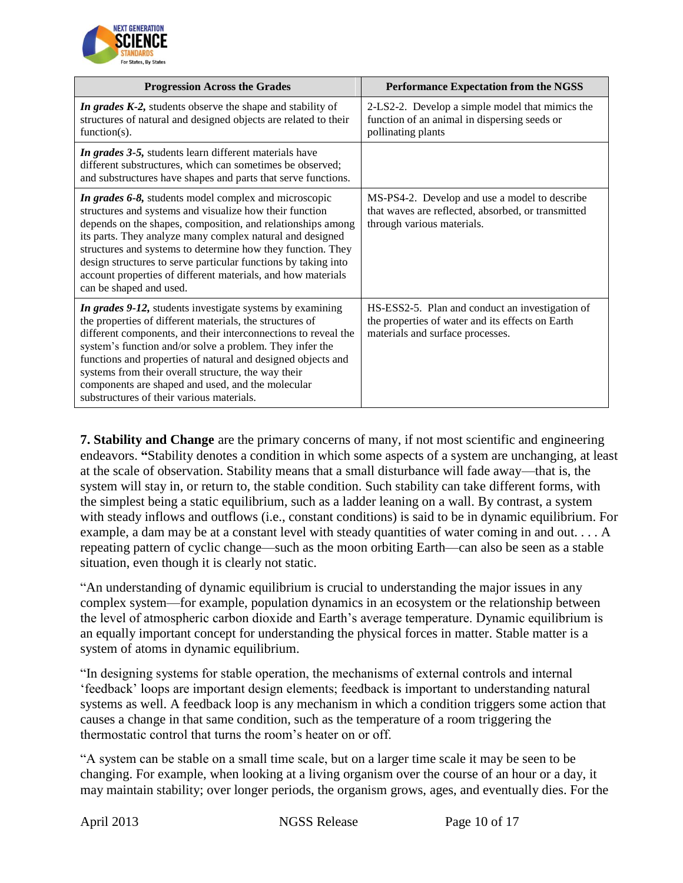| Progression Across the Grades | Performance Expectation from the NGSS |
|---|---|
| ***In grades K-2,*** students observe the shape and stability of structures of natural and designed objects are related to their function(s). | 2-LS2-2. Develop a simple model that mimics the function of an animal in dispersing seeds or pollinating plants |
| ***In grades 3-5,*** students learn different materials have different substructures, which can sometimes be observed; and substructures have shapes and parts that serve functions. | |
| ***In grades 6-8,*** students model complex and microscopic structures and systems and visualize how their function depends on the shapes, composition, and relationships among its parts. They analyze many complex natural and designed structures and systems to determine how they function. They design structures to serve particular functions by taking into account properties of different materials, and how materials can be shaped and used. | MS-PS4-2. Develop and use a model to describe that waves are reflected, absorbed, or transmitted through various materials. |
| ***In grades 9-12,*** students investigate systems by examining the properties of different materials, the structures of different components, and their interconnections to reveal the system's function and/or solve a problem. They infer the functions and properties of natural and designed objects and systems from their overall structure, the way their components are shaped and used, and the molecular substructures of their various materials. | HS-ESS2-5. Plan and conduct an investigation of the properties of water and its effects on Earth materials and surface processes. |

**7. Stability and Change** are the primary concerns of many, if not most scientific and engineering endeavors. **"**Stability denotes a condition in which some aspects of a system are unchanging, at least at the scale of observation. Stability means that a small disturbance will fade away—that is, the system will stay in, or return to, the stable condition. Such stability can take different forms, with the simplest being a static equilibrium, such as a ladder leaning on a wall. By contrast, a system with steady inflows and outflows (i.e., constant conditions) is said to be in dynamic equilibrium. For example, a dam may be at a constant level with steady quantities of water coming in and out. . . . A repeating pattern of cyclic change—such as the moon orbiting Earth—can also be seen as a stable situation, even though it is clearly not static.

"An understanding of dynamic equilibrium is crucial to understanding the major issues in any complex system—for example, population dynamics in an ecosystem or the relationship between the level of atmospheric carbon dioxide and Earth's average temperature. Dynamic equilibrium is an equally important concept for understanding the physical forces in matter. Stable matter is a system of atoms in dynamic equilibrium.

"In designing systems for stable operation, the mechanisms of external controls and internal 'feedback' loops are important design elements; feedback is important to understanding natural systems as well. A feedback loop is any mechanism in which a condition triggers some action that causes a change in that same condition, such as the temperature of a room triggering the thermostatic control that turns the room's heater on or off.

"A system can be stable on a small time scale, but on a larger time scale it may be seen to be changing. For example, when looking at a living organism over the course of an hour or a day, it may maintain stability; over longer periods, the organism grows, ages, and eventually dies. For the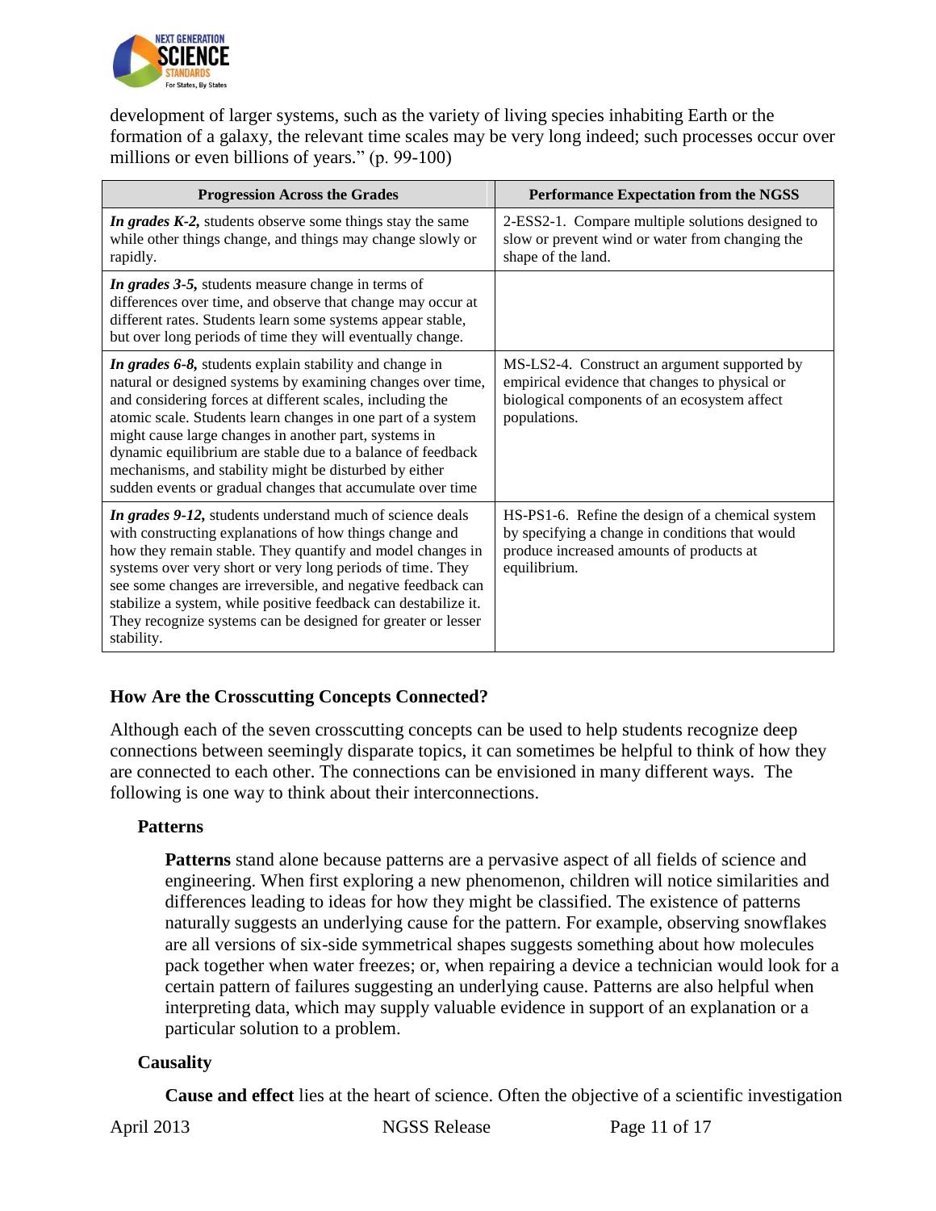development of larger systems, such as the variety of living species inhabiting Earth or the formation of a galaxy, the relevant time scales may be very long indeed; such processes occur over millions or even billions of years." (p. 99-100)

| Progression Across the Grades | Performance Expectation from the NGSS |
|---|---|
| ***In grades K-2,*** students observe some things stay the same while other things change, and things may change slowly or rapidly. | 2-ESS2-1. Compare multiple solutions designed to slow or prevent wind or water from changing the shape of the land. |
| ***In grades 3-5,*** students measure change in terms of differences over time, and observe that change may occur at different rates. Students learn some systems appear stable, but over long periods of time they will eventually change. | |
| ***In grades 6-8,*** students explain stability and change in natural or designed systems by examining changes over time, and considering forces at different scales, including the atomic scale. Students learn changes in one part of a system might cause large changes in another part, systems in dynamic equilibrium are stable due to a balance of feedback mechanisms, and stability might be disturbed by either sudden events or gradual changes that accumulate over time | MS-LS2-4. Construct an argument supported by empirical evidence that changes to physical or biological components of an ecosystem affect populations. |
| ***In grades 9-12,*** students understand much of science deals with constructing explanations of how things change and how they remain stable. They quantify and model changes in systems over very short or very long periods of time. They see some changes are irreversible, and negative feedback can stabilize a system, while positive feedback can destabilize it. They recognize systems can be designed for greater or lesser stability. | HS-PS1-6. Refine the design of a chemical system by specifying a change in conditions that would produce increased amounts of products at equilibrium. |

### How Are the Crosscutting Concepts Connected?

Although each of the seven crosscutting concepts can be used to help students recognize deep connections between seemingly disparate topics, it can sometimes be helpful to think of how they are connected to each other. The connections can be envisioned in many different ways. The following is one way to think about their interconnections.

#### Patterns

**Patterns** stand alone because patterns are a pervasive aspect of all fields of science and engineering. When first exploring a new phenomenon, children will notice similarities and differences leading to ideas for how they might be classified. The existence of patterns naturally suggests an underlying cause for the pattern. For example, observing snowflakes are all versions of six-side symmetrical shapes suggests something about how molecules pack together when water freezes; or, when repairing a device a technician would look for a certain pattern of failures suggesting an underlying cause. Patterns are also helpful when interpreting data, which may supply valuable evidence in support of an explanation or a particular solution to a problem.

#### Causality

**Cause and effect** lies at the heart of science. Often the objective of a scientific investigation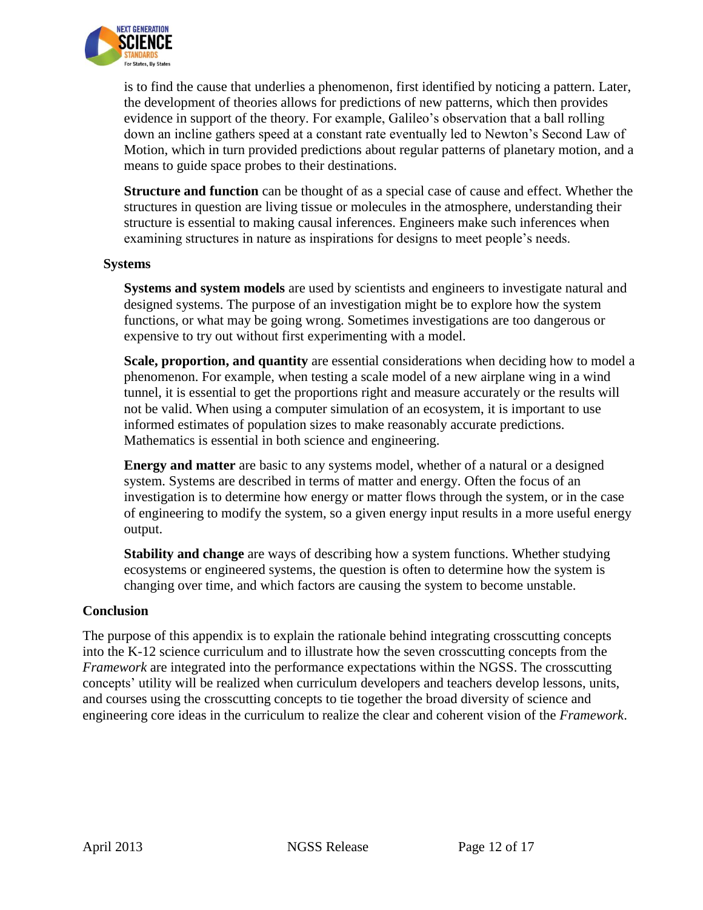is to find the cause that underlies a phenomenon, first identified by noticing a pattern. Later, the development of theories allows for predictions of new patterns, which then provides evidence in support of the theory. For example, Galileo's observation that a ball rolling down an incline gathers speed at a constant rate eventually led to Newton's Second Law of Motion, which in turn provided predictions about regular patterns of planetary motion, and a means to guide space probes to their destinations.

**Structure and function** can be thought of as a special case of cause and effect. Whether the structures in question are living tissue or molecules in the atmosphere, understanding their structure is essential to making causal inferences. Engineers make such inferences when examining structures in nature as inspirations for designs to meet people's needs.

### Systems

**Systems and system models** are used by scientists and engineers to investigate natural and designed systems. The purpose of an investigation might be to explore how the system functions, or what may be going wrong. Sometimes investigations are too dangerous or expensive to try out without first experimenting with a model.

**Scale, proportion, and quantity** are essential considerations when deciding how to model a phenomenon. For example, when testing a scale model of a new airplane wing in a wind tunnel, it is essential to get the proportions right and measure accurately or the results will not be valid. When using a computer simulation of an ecosystem, it is important to use informed estimates of population sizes to make reasonably accurate predictions. Mathematics is essential in both science and engineering.

**Energy and matter** are basic to any systems model, whether of a natural or a designed system. Systems are described in terms of matter and energy. Often the focus of an investigation is to determine how energy or matter flows through the system, or in the case of engineering to modify the system, so a given energy input results in a more useful energy output.

**Stability and change** are ways of describing how a system functions. Whether studying ecosystems or engineered systems, the question is often to determine how the system is changing over time, and which factors are causing the system to become unstable.

## Conclusion

The purpose of this appendix is to explain the rationale behind integrating crosscutting concepts into the K-12 science curriculum and to illustrate how the seven crosscutting concepts from the *Framework* are integrated into the performance expectations within the NGSS. The crosscutting concepts' utility will be realized when curriculum developers and teachers develop lessons, units, and courses using the crosscutting concepts to tie together the broad diversity of science and engineering core ideas in the curriculum to realize the clear and coherent vision of the *Framework*.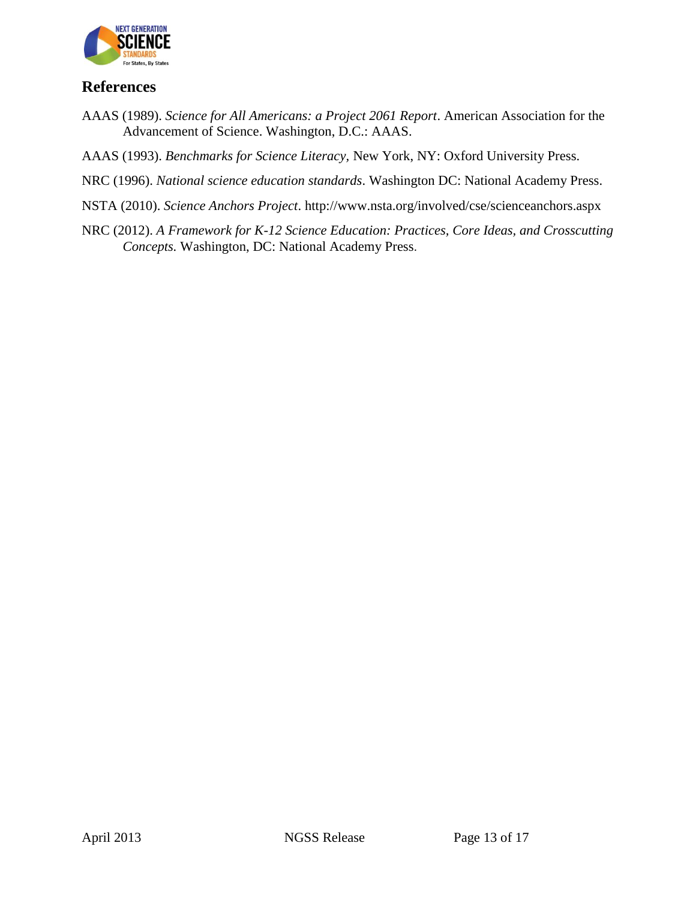## References

AAAS (1989). *Science for All Americans: a Project 2061 Report*. American Association for the Advancement of Science. Washington, D.C.: AAAS.

AAAS (1993). *Benchmarks for Science Literacy*, New York, NY: Oxford University Press.

NRC (1996). *National science education standards*. Washington DC: National Academy Press.

NSTA (2010). *Science Anchors Project*. http://www.nsta.org/involved/cse/scienceanchors.aspx

NRC (2012). *A Framework for K-12 Science Education: Practices, Core Ideas, and Crosscutting Concepts*. Washington, DC: National Academy Press.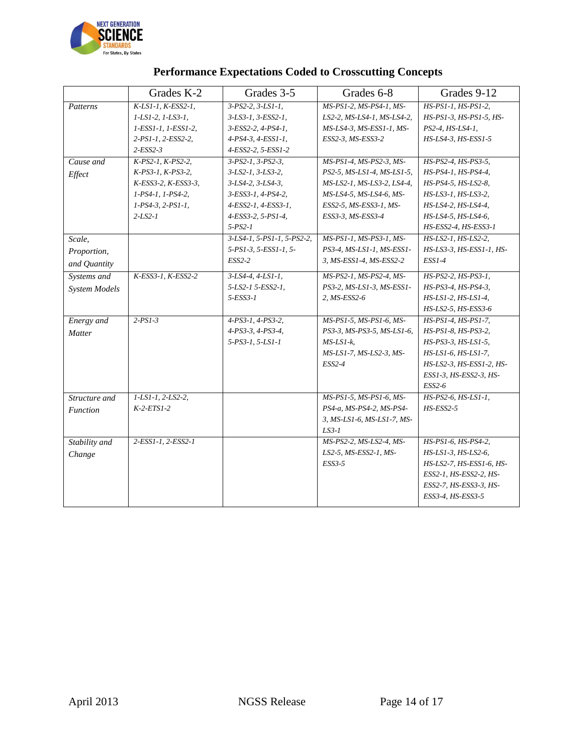## Performance Expectations Coded to Crosscutting Concepts

| | Grades K-2 | Grades 3-5 | Grades 6-8 | Grades 9-12 |
|---|---|---|---|---|
| *Patterns* | *K-LS1-1, K-ESS2-1, 1-LS1-2, 1-LS3-1, 1-ESS1-1, 1-ESS1-2, 2-PS1-1, 2-ESS2-2, 2-ESS2-3* | *3-PS2-2, 3-LS1-1, 3-LS3-1, 3-ESS2-1, 3-ESS2-2, 4-PS4-1, 4-PS4-3, 4-ESS1-1, 4-ESS2-2, 5-ESS1-2* | *MS-PS1-2, MS-PS4-1, MS-LS2-2, MS-LS4-1, MS-LS4-2, MS-LS4-3, MS-ESS1-1, MS-ESS2-3, MS-ESS3-2* | *HS-PS1-1, HS-PS1-2, HS-PS1-3, HS-PS1-5, HS-PS2-4, HS-LS4-1, HS-LS4-3, HS-ESS1-5* |
| *Cause and Effect* | *K-PS2-1, K-PS2-2, K-PS3-1, K-PS3-2, K-ESS3-2, K-ESS3-3, 1-PS4-1, 1-PS4-2, 1-PS4-3, 2-PS1-1, 2-LS2-1* | *3-PS2-1, 3-PS2-3, 3-LS2-1, 3-LS3-2, 3-LS4-2, 3-LS4-3, 3-ESS3-1, 4-PS4-2, 4-ESS2-1, 4-ESS3-1, 4-ESS3-2, 5-PS1-4, 5-PS2-1* | *MS-PS1-4, MS-PS2-3, MS-PS2-5, MS-LS1-4, MS-LS1-5, MS-LS2-1, MS-LS3-2, LS4-4, MS-LS4-5, MS-LS4-6, MS-ESS2-5, MS-ESS3-1, MS-ESS3-3, MS-ESS3-4* | *HS-PS2-4, HS-PS3-5, HS-PS4-1, HS-PS4-4, HS-PS4-5, HS-LS2-8, HS-LS3-1, HS-LS3-2, HS-LS4-2, HS-LS4-4, HS-LS4-5, HS-LS4-6, HS-ESS2-4, HS-ESS3-1* |
| *Scale, Proportion, and Quantity* | | *3-LS4-1, 5-PS1-1, 5-PS2-2, 5-PS1-3, 5-ESS1-1, 5-ESS2-2* | *MS-PS1-1, MS-PS3-1, MS-PS3-4, MS-LS1-1, MS-ESS1-3, MS-ESS1-4, MS-ESS2-2* | *HS-LS2-1, HS-LS2-2, HS-LS3-3, HS-ESS1-1, HS-ESS1-4* |
| *Systems and System Models* | *K-ESS3-1, K-ESS2-2* | *3-LS4-4, 4-LS1-1, 5-LS2-1 5-ESS2-1, 5-ESS3-1* | *MS-PS2-1, MS-PS2-4, MS-PS3-2, MS-LS1-3, MS-ESS1-2, MS-ESS2-6* | *HS-PS2-2, HS-PS3-1, HS-PS3-4, HS-PS4-3, HS-LS1-2, HS-LS1-4, HS-LS2-5, HS-ESS3-6* |
| *Energy and Matter* | *2-PS1-3* | *4-PS3-1, 4-PS3-2, 4-PS3-3, 4-PS3-4, 5-PS3-1, 5-LS1-1* | *MS-PS1-5, MS-PS1-6, MS-PS3-3, MS-PS3-5, MS-LS1-6, MS-LS1-k, MS-LS1-7, MS-LS2-3, MS-ESS2-4* | *HS-PS1-4, HS-PS1-7, HS-PS1-8, HS-PS3-2, HS-PS3-3, HS-LS1-5, HS-LS1-6, HS-LS1-7, HS-LS2-3, HS-ESS1-2, HS-ESS1-3, HS-ESS2-3, HS-ESS2-6* |
| *Structure and Function* | *1-LS1-1, 2-LS2-2, K-2-ETS1-2* | | *MS-PS1-5, MS-PS1-6, MS-PS4-a, MS-PS4-2, MS-PS4-3, MS-LS1-6, MS-LS1-7, MS-LS3-1* | *HS-PS2-6, HS-LS1-1, HS-ESS2-5* |
| *Stability and Change* | *2-ESS1-1, 2-ESS2-1* | | *MS-PS2-2, MS-LS2-4, MS-LS2-5, MS-ESS2-1, MS-ESS3-5* | *HS-PS1-6, HS-PS4-2, HS-LS1-3, HS-LS2-6, HS-LS2-7, HS-ESS1-6, HS-ESS2-1, HS-ESS2-2, HS-ESS2-7, HS-ESS3-3, HS-ESS3-4, HS-ESS3-5* |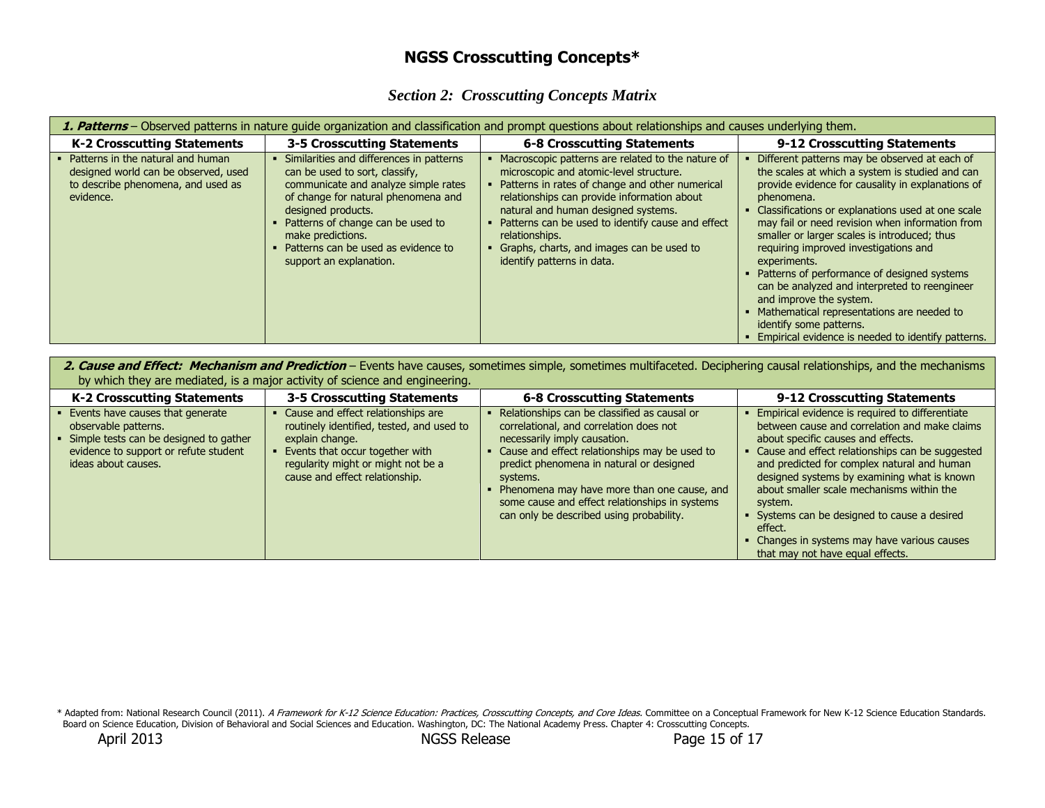# NGSS Crosscutting Concepts*

## *Section 2: Crosscutting Concepts Matrix*

| ***1. Patterns*** – Observed patterns in nature guide organization and classification and prompt questions about relationships and causes underlying them. | | | |
|---|---|---|---|
| **K-2 Crosscutting Statements** | **3-5 Crosscutting Statements** | **6-8 Crosscutting Statements** | **9-12 Crosscutting Statements** |
| ▪ Patterns in the natural and human designed world can be observed, used to describe phenomena, and used as evidence. | ▪ Similarities and differences in patterns can be used to sort, classify, communicate and analyze simple rates of change for natural phenomena and designed products.<br>▪ Patterns of change can be used to make predictions.<br>▪ Patterns can be used as evidence to support an explanation. | ▪ Macroscopic patterns are related to the nature of microscopic and atomic-level structure.<br>▪ Patterns in rates of change and other numerical relationships can provide information about natural and human designed systems.<br>▪ Patterns can be used to identify cause and effect relationships.<br>▪ Graphs, charts, and images can be used to identify patterns in data. | ▪ Different patterns may be observed at each of the scales at which a system is studied and can provide evidence for causality in explanations of phenomena.<br>▪ Classifications or explanations used at one scale may fail or need revision when information from smaller or larger scales is introduced; thus requiring improved investigations and experiments.<br>▪ Patterns of performance of designed systems can be analyzed and interpreted to reengineer and improve the system.<br>▪ Mathematical representations are needed to identify some patterns.<br>▪ Empirical evidence is needed to identify patterns. |

| ***2. Cause and Effect: Mechanism and Prediction*** – Events have causes, sometimes simple, sometimes multifaceted. Deciphering causal relationships, and the mechanisms by which they are mediated, is a major activity of science and engineering. | | | |
|---|---|---|---|
| **K-2 Crosscutting Statements** | **3-5 Crosscutting Statements** | **6-8 Crosscutting Statements** | **9-12 Crosscutting Statements** |
| ▪ Events have causes that generate observable patterns.<br>▪ Simple tests can be designed to gather evidence to support or refute student ideas about causes. | ▪ Cause and effect relationships are routinely identified, tested, and used to explain change.<br>▪ Events that occur together with regularity might or might not be a cause and effect relationship. | ▪ Relationships can be classified as causal or correlational, and correlation does not necessarily imply causation.<br>▪ Cause and effect relationships may be used to predict phenomena in natural or designed systems.<br>▪ Phenomena may have more than one cause, and some cause and effect relationships in systems can only be described using probability. | ▪ Empirical evidence is required to differentiate between cause and correlation and make claims about specific causes and effects.<br>▪ Cause and effect relationships can be suggested and predicted for complex natural and human designed systems by examining what is known about smaller scale mechanisms within the system.<br>▪ Systems can be designed to cause a desired effect.<br>▪ Changes in systems may have various causes that may not have equal effects. |

\* Adapted from: National Research Council (2011). *A Framework for K-12 Science Education: Practices, Crosscutting Concepts, and Core Ideas.* Committee on a Conceptual Framework for New K-12 Science Education Standards. Board on Science Education, Division of Behavioral and Social Sciences and Education. Washington, DC: The National Academy Press. Chapter 4: Crosscutting Concepts.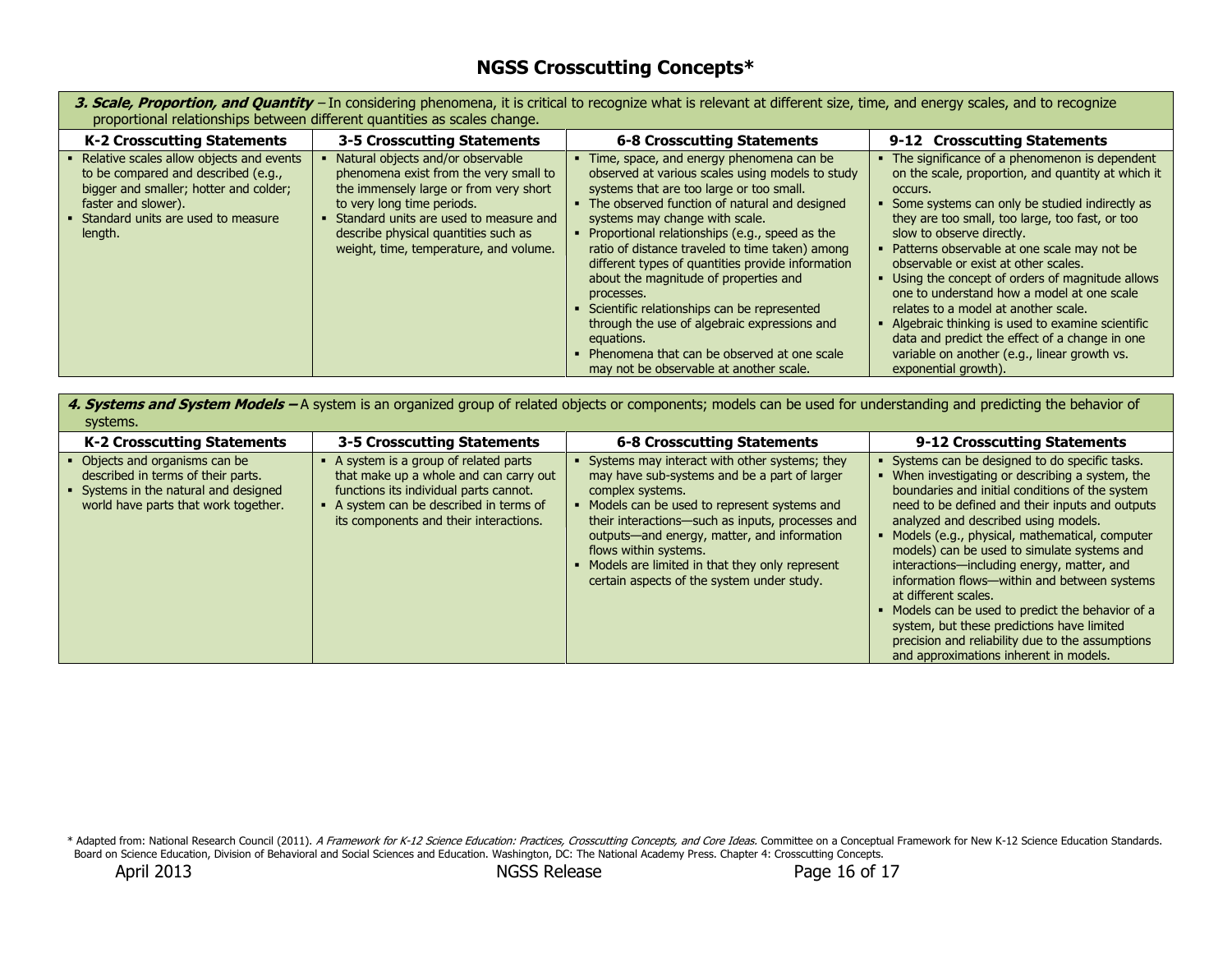# NGSS Crosscutting Concepts*

***3. Scale, Proportion, and Quantity*** – In considering phenomena, it is critical to recognize what is relevant at different size, time, and energy scales, and to recognize proportional relationships between different quantities as scales change.

| K-2 Crosscutting Statements | 3-5 Crosscutting Statements | 6-8 Crosscutting Statements | 9-12 Crosscutting Statements |
|---|---|---|---|
| ▪ Relative scales allow objects and events to be compared and described (e.g., bigger and smaller; hotter and colder; faster and slower).<br>▪ Standard units are used to measure length. | ▪ Natural objects and/or observable phenomena exist from the very small to the immensely large or from very short to very long time periods.<br>▪ Standard units are used to measure and describe physical quantities such as weight, time, temperature, and volume. | ▪ Time, space, and energy phenomena can be observed at various scales using models to study systems that are too large or too small.<br>▪ The observed function of natural and designed systems may change with scale.<br>▪ Proportional relationships (e.g., speed as the ratio of distance traveled to time taken) among different types of quantities provide information about the magnitude of properties and processes.<br>▪ Scientific relationships can be represented through the use of algebraic expressions and equations.<br>▪ Phenomena that can be observed at one scale may not be observable at another scale. | ▪ The significance of a phenomenon is dependent on the scale, proportion, and quantity at which it occurs.<br>▪ Some systems can only be studied indirectly as they are too small, too large, too fast, or too slow to observe directly.<br>▪ Patterns observable at one scale may not be observable or exist at other scales.<br>▪ Using the concept of orders of magnitude allows one to understand how a model at one scale relates to a model at another scale.<br>▪ Algebraic thinking is used to examine scientific data and predict the effect of a change in one variable on another (e.g., linear growth vs. exponential growth). |

***4. Systems and System Models*** **–** A system is an organized group of related objects or components; models can be used for understanding and predicting the behavior of systems.

| K-2 Crosscutting Statements | 3-5 Crosscutting Statements | 6-8 Crosscutting Statements | 9-12 Crosscutting Statements |
|---|---|---|---|
| ▪ Objects and organisms can be described in terms of their parts.<br>▪ Systems in the natural and designed world have parts that work together. | ▪ A system is a group of related parts that make up a whole and can carry out functions its individual parts cannot.<br>▪ A system can be described in terms of its components and their interactions. | ▪ Systems may interact with other systems; they may have sub-systems and be a part of larger complex systems.<br>▪ Models can be used to represent systems and their interactions—such as inputs, processes and outputs—and energy, matter, and information flows within systems.<br>▪ Models are limited in that they only represent certain aspects of the system under study. | ▪ Systems can be designed to do specific tasks.<br>▪ When investigating or describing a system, the boundaries and initial conditions of the system need to be defined and their inputs and outputs analyzed and described using models.<br>▪ Models (e.g., physical, mathematical, computer models) can be used to simulate systems and interactions—including energy, matter, and information flows—within and between systems at different scales.<br>▪ Models can be used to predict the behavior of a system, but these predictions have limited precision and reliability due to the assumptions and approximations inherent in models. |

\* Adapted from: National Research Council (2011). *A Framework for K-12 Science Education: Practices, Crosscutting Concepts, and Core Ideas.* Committee on a Conceptual Framework for New K-12 Science Education Standards. Board on Science Education, Division of Behavioral and Social Sciences and Education. Washington, DC: The National Academy Press. Chapter 4: Crosscutting Concepts.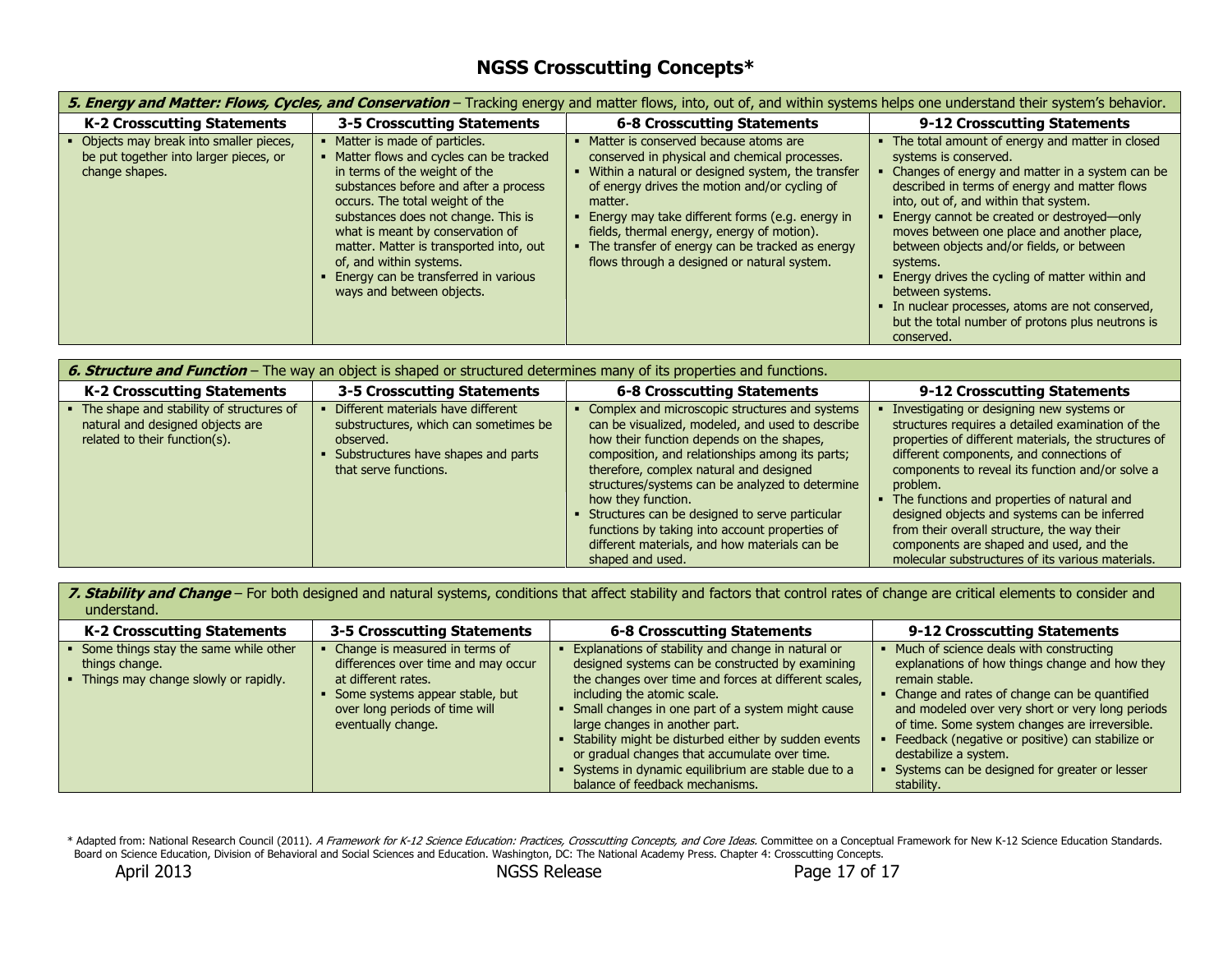# NGSS Crosscutting Concepts*

**_5. Energy and Matter: Flows, Cycles, and Conservation_** – Tracking energy and matter flows, into, out of, and within systems helps one understand their system's behavior.

| K-2 Crosscutting Statements | 3-5 Crosscutting Statements | 6-8 Crosscutting Statements | 9-12 Crosscutting Statements |
|---|---|---|---|
| ▪ Objects may break into smaller pieces, be put together into larger pieces, or change shapes. | ▪ Matter is made of particles.<br>▪ Matter flows and cycles can be tracked in terms of the weight of the substances before and after a process occurs. The total weight of the substances does not change. This is what is meant by conservation of matter. Matter is transported into, out of, and within systems.<br>▪ Energy can be transferred in various ways and between objects. | ▪ Matter is conserved because atoms are conserved in physical and chemical processes.<br>▪ Within a natural or designed system, the transfer of energy drives the motion and/or cycling of matter.<br>▪ Energy may take different forms (e.g. energy in fields, thermal energy, energy of motion).<br>▪ The transfer of energy can be tracked as energy flows through a designed or natural system. | ▪ The total amount of energy and matter in closed systems is conserved.<br>▪ Changes of energy and matter in a system can be described in terms of energy and matter flows into, out of, and within that system.<br>▪ Energy cannot be created or destroyed—only moves between one place and another place, between objects and/or fields, or between systems.<br>▪ Energy drives the cycling of matter within and between systems.<br>▪ In nuclear processes, atoms are not conserved, but the total number of protons plus neutrons is conserved. |

**_6. Structure and Function_** – The way an object is shaped or structured determines many of its properties and functions.

| K-2 Crosscutting Statements | 3-5 Crosscutting Statements | 6-8 Crosscutting Statements | 9-12 Crosscutting Statements |
|---|---|---|---|
| ▪ The shape and stability of structures of natural and designed objects are related to their function(s). | ▪ Different materials have different substructures, which can sometimes be observed.<br>▪ Substructures have shapes and parts that serve functions. | ▪ Complex and microscopic structures and systems can be visualized, modeled, and used to describe how their function depends on the shapes, composition, and relationships among its parts; therefore, complex natural and designed structures/systems can be analyzed to determine how they function.<br>▪ Structures can be designed to serve particular functions by taking into account properties of different materials, and how materials can be shaped and used. | ▪ Investigating or designing new systems or structures requires a detailed examination of the properties of different materials, the structures of different components, and connections of components to reveal its function and/or solve a problem.<br>▪ The functions and properties of natural and designed objects and systems can be inferred from their overall structure, the way their components are shaped and used, and the molecular substructures of its various materials. |

**_7. Stability and Change_** – For both designed and natural systems, conditions that affect stability and factors that control rates of change are critical elements to consider and understand.

| K-2 Crosscutting Statements | 3-5 Crosscutting Statements | 6-8 Crosscutting Statements | 9-12 Crosscutting Statements |
|---|---|---|---|
| ▪ Some things stay the same while other things change.<br>▪ Things may change slowly or rapidly. | ▪ Change is measured in terms of differences over time and may occur at different rates.<br>▪ Some systems appear stable, but over long periods of time will eventually change. | ▪ Explanations of stability and change in natural or designed systems can be constructed by examining the changes over time and forces at different scales, including the atomic scale.<br>▪ Small changes in one part of a system might cause large changes in another part.<br>▪ Stability might be disturbed either by sudden events or gradual changes that accumulate over time.<br>▪ Systems in dynamic equilibrium are stable due to a balance of feedback mechanisms. | ▪ Much of science deals with constructing explanations of how things change and how they remain stable.<br>▪ Change and rates of change can be quantified and modeled over very short or very long periods of time. Some system changes are irreversible.<br>▪ Feedback (negative or positive) can stabilize or destabilize a system.<br>▪ Systems can be designed for greater or lesser stability. |

\* Adapted from: National Research Council (2011). *A Framework for K-12 Science Education: Practices, Crosscutting Concepts, and Core Ideas.* Committee on a Conceptual Framework for New K-12 Science Education Standards. Board on Science Education, Division of Behavioral and Social Sciences and Education. Washington, DC: The National Academy Press. Chapter 4: Crosscutting Concepts.